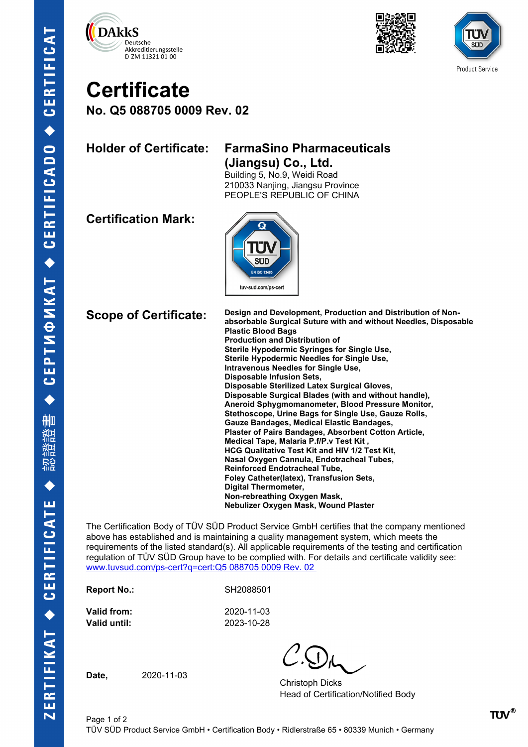DAkkS
Deutsche
Akkreditierungsstelle
D-ZM-11321-01-00

Product Service

# Certificate

## No. Q5 088705 0009 Rev. 02

**Holder of Certificate:** **FarmaSino Pharmaceuticals (Jiangsu) Co., Ltd.**
Building 5, No.9, Weidi Road
210033 Nanjing, Jiangsu Province
PEOPLE'S REPUBLIC OF CHINA

**Certification Mark:**

EN ISO 13485
tuv-sud.com/ps-cert

**Scope of Certificate:**
**Design and Development, Production and Distribution of Non-absorbable Surgical Suture with and without Needles, Disposable Plastic Blood Bags**
**Production and Distribution of**
**Sterile Hypodermic Syringes for Single Use,**
**Sterile Hypodermic Needles for Single Use,**
**Intravenous Needles for Single Use,**
**Disposable Infusion Sets,**
**Disposable Sterilized Latex Surgical Gloves,**
**Disposable Surgical Blades (with and without handle),**
**Aneroid Sphygmomanometer, Blood Pressure Monitor,**
**Stethoscope, Urine Bags for Single Use, Gauze Rolls,**
**Gauze Bandages, Medical Elastic Bandages,**
**Plaster of Pairs Bandages, Absorbent Cotton Article,**
**Medical Tape, Malaria P.f/P.v Test Kit ,**
**HCG Qualitative Test Kit and HIV 1/2 Test Kit,**
**Nasal Oxygen Cannula, Endotracheal Tubes,**
**Reinforced Endotracheal Tube,**
**Foley Catheter(latex), Transfusion Sets,**
**Digital Thermometer,**
**Non-rebreathing Oxygen Mask,**
**Nebulizer Oxygen Mask, Wound Plaster**

The Certification Body of TÜV SÜD Product Service GmbH certifies that the company mentioned above has established and is maintaining a quality management system, which meets the requirements of the listed standard(s). All applicable requirements of the testing and certification regulation of TÜV SÜD Group have to be complied with. For details and certificate validity see: www.tuvsud.com/ps-cert?q=cert:Q5 088705 0009 Rev. 02

**Report No.:** SH2088501

**Valid from:** 2020-11-03
**Valid until:** 2023-10-28

**Date,** 2020-11-03

Christoph Dicks
Head of Certification/Notified Body

TÜV SÜD Product Service GmbH • Certification Body • Ridlerstraße 65 • 80339 Munich • Germany

ZERTIFIKAT ◆ CERTIFICATE ◆ 認證證書 ◆ СЕРТИФИКАТ ◆ CERTIFICADO ◆ CERTIFICAT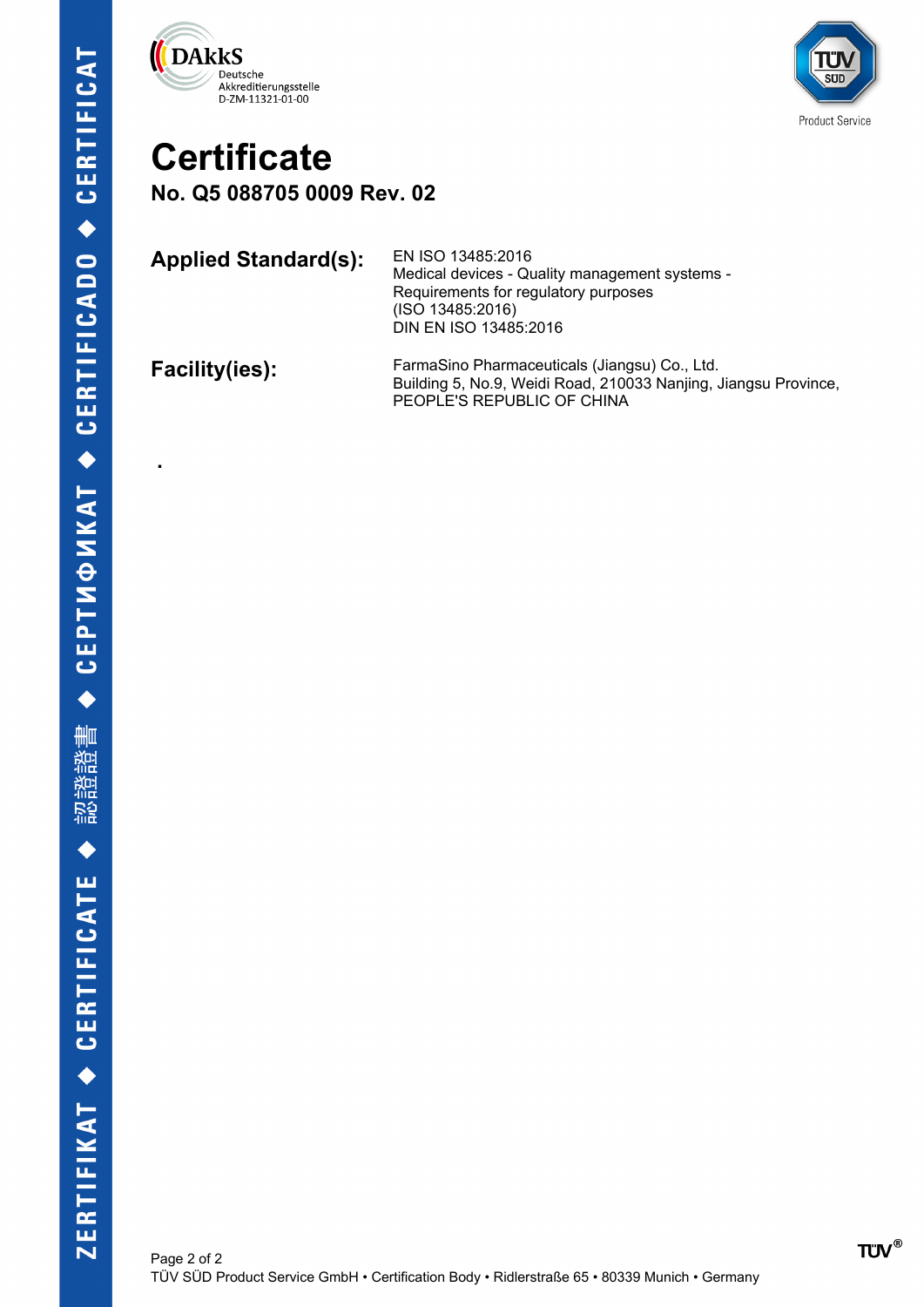DAkkS
Deutsche
Akkreditierungsstelle
D-ZM-11321-01-00

TÜV SÜD
Product Service

# Certificate

## No. Q5 088705 0009 Rev. 02

**Applied Standard(s):**

EN ISO 13485:2016
Medical devices - Quality management systems -
Requirements for regulatory purposes
(ISO 13485:2016)
DIN EN ISO 13485:2016

**Facility(ies):**

FarmaSino Pharmaceuticals (Jiangsu) Co., Ltd.
Building 5, No.9, Weidi Road, 210033 Nanjing, Jiangsu Province,
PEOPLE'S REPUBLIC OF CHINA

.

TÜV SÜD Product Service GmbH • Certification Body • Ridlerstraße 65 • 80339 Munich • Germany